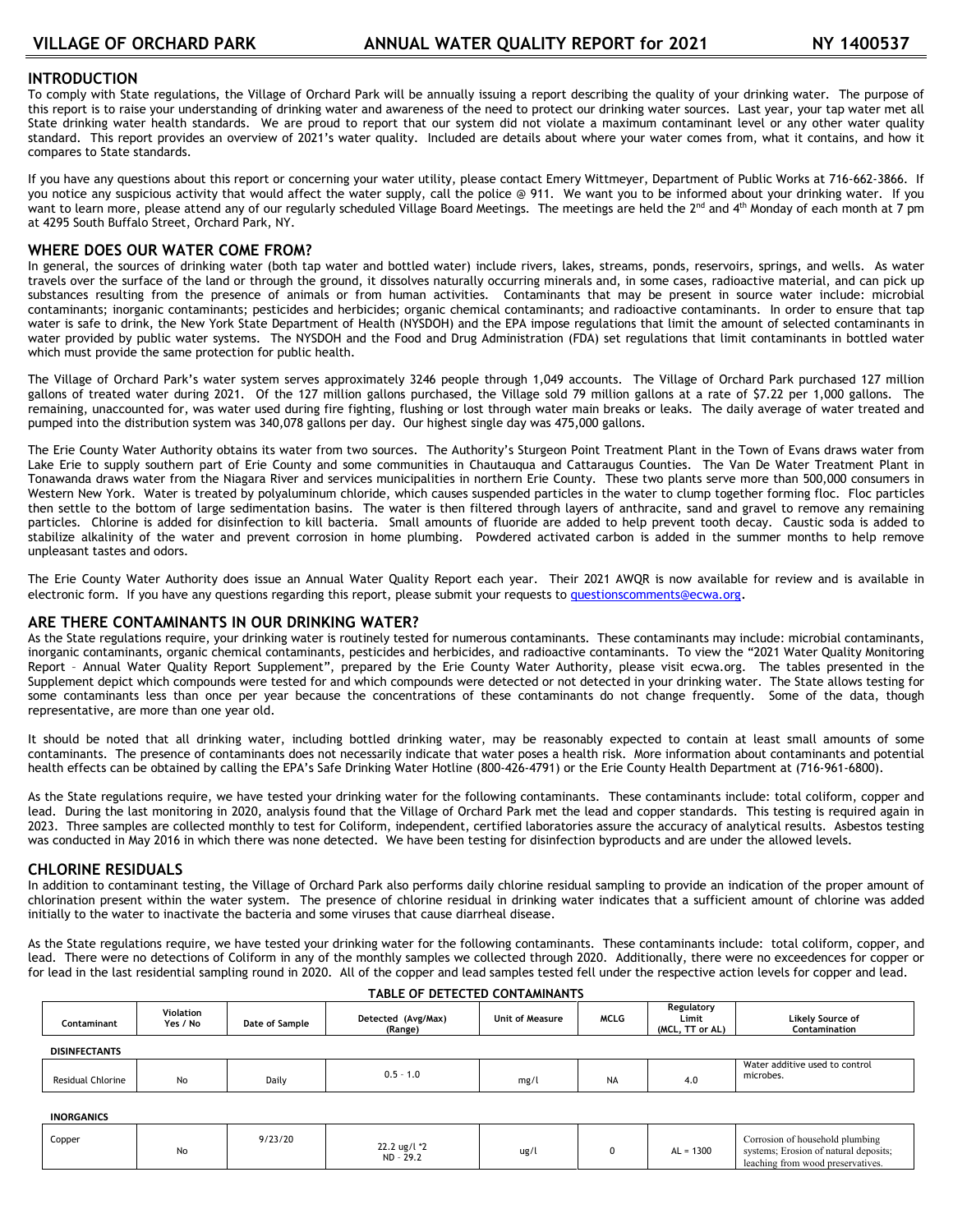# VILLAGE OF ORCHARD PARK — ANNUAL WATER QUALITY REPORT for 2021 — NY 1400537

## INTRODUCTION

To comply with State regulations, the Village of Orchard Park will be annually issuing a report describing the quality of your drinking water. The purpose of this report is to raise your understanding of drinking water and awareness of the need to protect our drinking water sources. Last year, your tap water met all State drinking water health standards. We are proud to report that our system did not violate a maximum contaminant level or any other water quality standard. This report provides an overview of 2021's water quality. Included are details about where your water comes from, what it contains, and how it compares to State standards.

If you have any questions about this report or concerning your water utility, please contact Emery Wittmeyer, Department of Public Works at 716-662-3866. If you notice any suspicious activity that would affect the water supply, call the police @ 911. We want you to be informed about your drinking water. If you want to learn more, please attend any of our regularly scheduled Village Board Meetings. The meetings are held the 2nd and 4th Monday of each month at 7 pm at 4295 South Buffalo Street, Orchard Park, NY.

## WHERE DOES OUR WATER COME FROM?

In general, the sources of drinking water (both tap water and bottled water) include rivers, lakes, streams, ponds, reservoirs, springs, and wells. As water travels over the surface of the land or through the ground, it dissolves naturally occurring minerals and, in some cases, radioactive material, and can pick up substances resulting from the presence of animals or from human activities. Contaminants that may be present in source water include: microbial contaminants; inorganic contaminants; pesticides and herbicides; organic chemical contaminants; and radioactive contaminants. In order to ensure that tap water is safe to drink, the New York State Department of Health (NYSDOH) and the EPA impose regulations that limit the amount of selected contaminants in water provided by public water systems. The NYSDOH and the Food and Drug Administration (FDA) set regulations that limit contaminants in bottled water which must provide the same protection for public health.

The Village of Orchard Park's water system serves approximately 3246 people through 1,049 accounts. The Village of Orchard Park purchased 127 million gallons of treated water during 2021. Of the 127 million gallons purchased, the Village sold 79 million gallons at a rate of $7.22 per 1,000 gallons. The remaining, unaccounted for, was water used during fire fighting, flushing or lost through water main breaks or leaks. The daily average of water treated and pumped into the distribution system was 340,078 gallons per day. Our highest single day was 475,000 gallons.

The Erie County Water Authority obtains its water from two sources. The Authority's Sturgeon Point Treatment Plant in the Town of Evans draws water from Lake Erie to supply southern part of Erie County and some communities in Chautauqua and Cattaraugus Counties. The Van De Water Treatment Plant in Tonawanda draws water from the Niagara River and services municipalities in northern Erie County. These two plants serve more than 500,000 consumers in Western New York. Water is treated by polyaluminum chloride, which causes suspended particles in the water to clump together forming floc. Floc particles then settle to the bottom of large sedimentation basins. The water is then filtered through layers of anthracite, sand and gravel to remove any remaining particles. Chlorine is added for disinfection to kill bacteria. Small amounts of fluoride are added to help prevent tooth decay. Caustic soda is added to stabilize alkalinity of the water and prevent corrosion in home plumbing. Powdered activated carbon is added in the summer months to help remove unpleasant tastes and odors.

The Erie County Water Authority does issue an Annual Water Quality Report each year. Their 2021 AWQR is now available for review and is available in electronic form. If you have any questions regarding this report, please submit your requests to questionscomments@ecwa.org.

## ARE THERE CONTAMINANTS IN OUR DRINKING WATER?

As the State regulations require, your drinking water is routinely tested for numerous contaminants. These contaminants may include: microbial contaminants, inorganic contaminants, organic chemical contaminants, pesticides and herbicides, and radioactive contaminants. To view the "2021 Water Quality Monitoring Report – Annual Water Quality Report Supplement", prepared by the Erie County Water Authority, please visit ecwa.org. The tables presented in the Supplement depict which compounds were tested for and which compounds were detected or not detected in your drinking water. The State allows testing for some contaminants less than once per year because the concentrations of these contaminants do not change frequently. Some of the data, though representative, are more than one year old.

It should be noted that all drinking water, including bottled drinking water, may be reasonably expected to contain at least small amounts of some contaminants. The presence of contaminants does not necessarily indicate that water poses a health risk. More information about contaminants and potential health effects can be obtained by calling the EPA's Safe Drinking Water Hotline (800-426-4791) or the Erie County Health Department at (716-961-6800).

As the State regulations require, we have tested your drinking water for the following contaminants. These contaminants include: total coliform, copper and lead. During the last monitoring in 2020, analysis found that the Village of Orchard Park met the lead and copper standards. This testing is required again in 2023. Three samples are collected monthly to test for Coliform, independent, certified laboratories assure the accuracy of analytical results. Asbestos testing was conducted in May 2016 in which there was none detected. We have been testing for disinfection byproducts and are under the allowed levels.

## CHLORINE RESIDUALS

In addition to contaminant testing, the Village of Orchard Park also performs daily chlorine residual sampling to provide an indication of the proper amount of chlorination present within the water system. The presence of chlorine residual in drinking water indicates that a sufficient amount of chlorine was added initially to the water to inactivate the bacteria and some viruses that cause diarrheal disease.

As the State regulations require, we have tested your drinking water for the following contaminants. These contaminants include: total coliform, copper, and lead. There were no detections of Coliform in any of the monthly samples we collected through 2020. Additionally, there were no exceedences for copper or for lead in the last residential sampling round in 2020. All of the copper and lead samples tested fell under the respective action levels for copper and lead.

**TABLE OF DETECTED CONTAMINANTS**

| Contaminant | Violation Yes / No | Date of Sample | Detected (Avg/Max) (Range) | Unit of Measure | MCLG | Regulatory Limit (MCL, TT or AL) | Likely Source of Contamination |
|---|---|---|---|---|---|---|---|
| **DISINFECTANTS** | | | | | | | |
| Residual Chlorine | No | Daily | 0.5 - 1.0 | mg/l | NA | 4.0 | Water additive used to control microbes. |
| **INORGANICS** | | | | | | | |
| Copper | No | 9/23/20 | 22.2 ug/l *2<br>ND - 29.2 | ug/l | 0 | AL = 1300 | Corrosion of household plumbing systems; Erosion of natural deposits; leaching from wood preservatives. |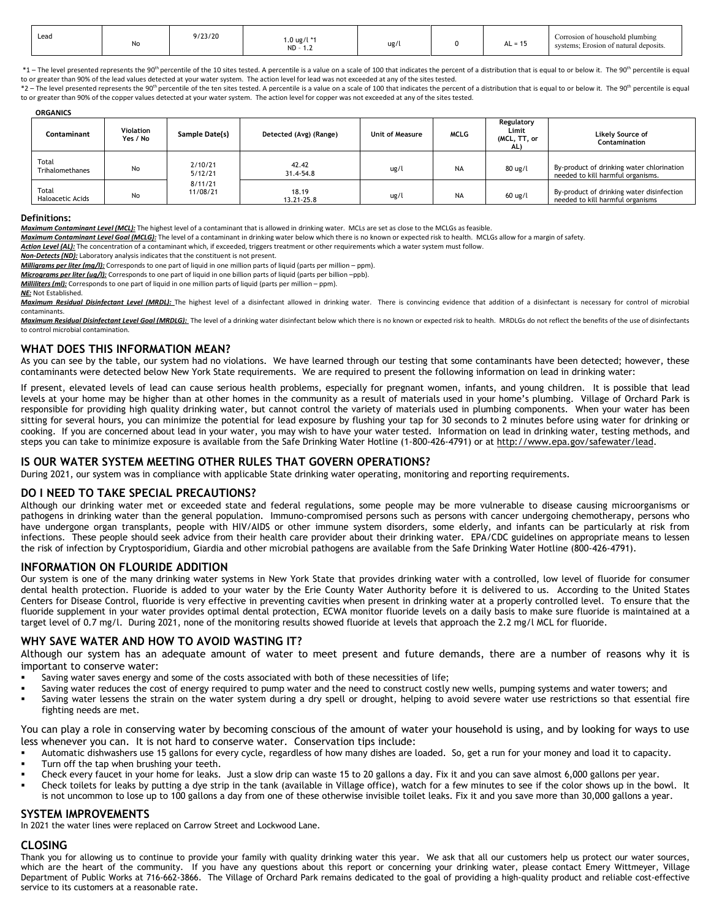| | | | | | | | |
|---|---|---|---|---|---|---|---|
| Lead | No | 9/23/20 | 1.0 ug/l *1<br>ND - 1.2 | ug/l | 0 | AL = 15 | Corrosion of household plumbing systems; Erosion of natural deposits. |

*1 – The level presented represents the 90[th] percentile of the 10 sites tested. A percentile is a value on a scale of 100 that indicates the percent of a distribution that is equal to or below it. The 90[th] percentile is equal to or greater than 90% of the lead values detected at your water system. The action level for lead was not exceeded at any of the sites tested.

*2 – The level presented represents the 90[th] percentile of the ten sites tested. A percentile is a value on a scale of 100 that indicates the percent of a distribution that is equal to or below it. The 90[th] percentile is equal to or greater than 90% of the copper values detected at your water system. The action level for copper was not exceeded at any of the sites tested.

**ORGANICS**

| Contaminant | Violation Yes / No | Sample Date(s) | Detected (Avg) (Range) | Unit of Measure | MCLG | Regulatory Limit (MCL, TT, or AL) | Likely Source of Contamination |
|---|---|---|---|---|---|---|---|
| Total Trihalomethanes | No | 2/10/21<br>5/12/21<br>8/11/21<br>11/08/21 | 42.42<br>31.4-54.8 | ug/l | NA | 80 ug/l | By-product of drinking water chlorination needed to kill harmful organisms. |
| Total Haloacetic Acids | No | | 18.19<br>13.21-25.8 | ug/l | NA | 60 ug/l | By-product of drinking water disinfection needed to kill harmful organisms |

**Definitions:**

***Maximum Contaminant Level (MCL):*** The highest level of a contaminant that is allowed in drinking water. MCLs are set as close to the MCLGs as feasible.

***Maximum Contaminant Level Goal (MCLG):*** The level of a contaminant in drinking water below which there is no known or expected risk to health. MCLGs allow for a margin of safety.

***Action Level (AL):*** The concentration of a contaminant which, if exceeded, triggers treatment or other requirements which a water system must follow.

***Non-Detects (ND):*** Laboratory analysis indicates that the constituent is not present.

***Milligrams per liter (mg/l):*** Corresponds to one part of liquid in one million parts of liquid (parts per million – ppm).

***Micrograms per liter (ug/l):*** Corresponds to one part of liquid in one billion parts of liquid (parts per billion –ppb).

***Milliliters (ml):*** Corresponds to one part of liquid in one million parts of liquid (parts per million – ppm).

***NE:*** Not Established.

***Maximum Residual Disinfectant Level (MRDL):*** The highest level of a disinfectant allowed in drinking water. There is convincing evidence that addition of a disinfectant is necessary for control of microbial contaminants.

***Maximum Residual Disinfectant Level Goal (MRDLG):*** The level of a drinking water disinfectant below which there is no known or expected risk to health. MRDLGs do not reflect the benefits of the use of disinfectants to control microbial contamination.

## WHAT DOES THIS INFORMATION MEAN?

As you can see by the table, our system had no violations. We have learned through our testing that some contaminants have been detected; however, these contaminants were detected below New York State requirements. We are required to present the following information on lead in drinking water:

If present, elevated levels of lead can cause serious health problems, especially for pregnant women, infants, and young children. It is possible that lead levels at your home may be higher than at other homes in the community as a result of materials used in your home's plumbing. Village of Orchard Park is responsible for providing high quality drinking water, but cannot control the variety of materials used in plumbing components. When your water has been sitting for several hours, you can minimize the potential for lead exposure by flushing your tap for 30 seconds to 2 minutes before using water for drinking or cooking. If you are concerned about lead in your water, you may wish to have your water tested. Information on lead in drinking water, testing methods, and steps you can take to minimize exposure is available from the Safe Drinking Water Hotline (1-800-426-4791) or at http://www.epa.gov/safewater/lead.

## IS OUR WATER SYSTEM MEETING OTHER RULES THAT GOVERN OPERATIONS?

During 2021, our system was in compliance with applicable State drinking water operating, monitoring and reporting requirements.

## DO I NEED TO TAKE SPECIAL PRECAUTIONS?

Although our drinking water met or exceeded state and federal regulations, some people may be more vulnerable to disease causing microorganisms or pathogens in drinking water than the general population. Immuno-compromised persons such as persons with cancer undergoing chemotherapy, persons who have undergone organ transplants, people with HIV/AIDS or other immune system disorders, some elderly, and infants can be particularly at risk from infections. These people should seek advice from their health care provider about their drinking water. EPA/CDC guidelines on appropriate means to lessen the risk of infection by Cryptosporidium, Giardia and other microbial pathogens are available from the Safe Drinking Water Hotline (800-426-4791).

## INFORMATION ON FLOURIDE ADDITION

Our system is one of the many drinking water systems in New York State that provides drinking water with a controlled, low level of fluoride for consumer dental health protection. Fluoride is added to your water by the Erie County Water Authority before it is delivered to us. According to the United States Centers for Disease Control, fluoride is very effective in preventing cavities when present in drinking water at a properly controlled level. To ensure that the fluoride supplement in your water provides optimal dental protection, ECWA monitor fluoride levels on a daily basis to make sure fluoride is maintained at a target level of 0.7 mg/l. During 2021, none of the monitoring results showed fluoride at levels that approach the 2.2 mg/l MCL for fluoride.

## WHY SAVE WATER AND HOW TO AVOID WASTING IT?

Although our system has an adequate amount of water to meet present and future demands, there are a number of reasons why it is important to conserve water:

- Saving water saves energy and some of the costs associated with both of these necessities of life;
- Saving water reduces the cost of energy required to pump water and the need to construct costly new wells, pumping systems and water towers; and
- Saving water lessens the strain on the water system during a dry spell or drought, helping to avoid severe water use restrictions so that essential fire fighting needs are met.

You can play a role in conserving water by becoming conscious of the amount of water your household is using, and by looking for ways to use less whenever you can. It is not hard to conserve water. Conservation tips include:

- Automatic dishwashers use 15 gallons for every cycle, regardless of how many dishes are loaded. So, get a run for your money and load it to capacity.
- Turn off the tap when brushing your teeth.
- Check every faucet in your home for leaks. Just a slow drip can waste 15 to 20 gallons a day. Fix it and you can save almost 6,000 gallons per year.
- Check toilets for leaks by putting a dye strip in the tank (available in Village office), watch for a few minutes to see if the color shows up in the bowl. It is not uncommon to lose up to 100 gallons a day from one of these otherwise invisible toilet leaks. Fix it and you save more than 30,000 gallons a year.

## SYSTEM IMPROVEMENTS

In 2021 the water lines were replaced on Carrow Street and Lockwood Lane.

## CLOSING

Thank you for allowing us to continue to provide your family with quality drinking water this year. We ask that all our customers help us protect our water sources, which are the heart of the community. If you have any questions about this report or concerning your drinking water, please contact Emery Wittmeyer, Village Department of Public Works at 716-662-3866. The Village of Orchard Park remains dedicated to the goal of providing a high-quality product and reliable cost-effective service to its customers at a reasonable rate.